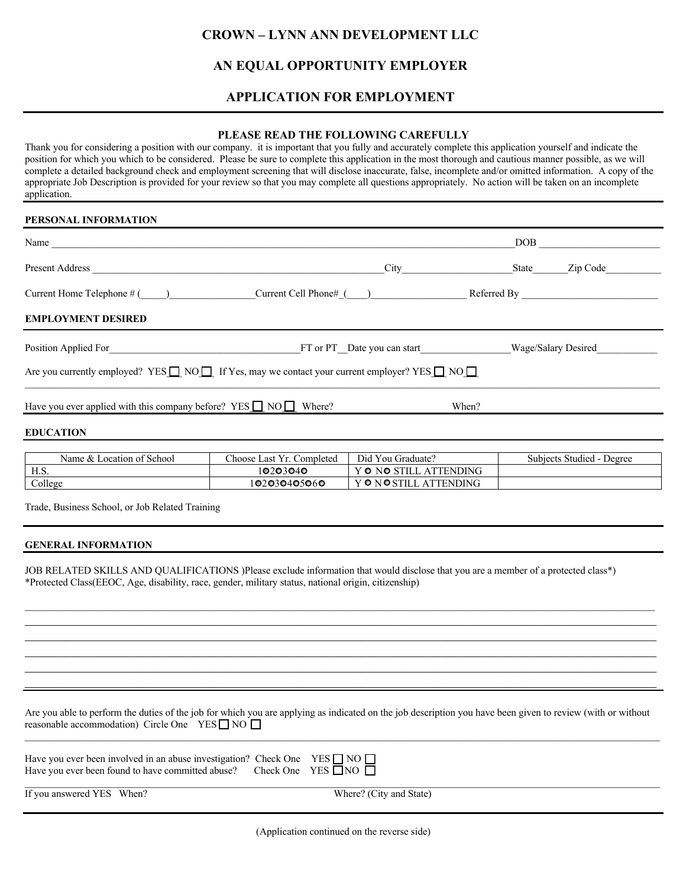# CROWN – LYNN ANN DEVELOPMENT LLC

## AN EQUAL OPPORTUNITY EMPLOYER

## APPLICATION FOR EMPLOYMENT

---

### PLEASE READ THE FOLLOWING CAREFULLY

Thank you for considering a position with our company. it is important that you fully and accurately complete this application yourself and indicate the position for which you which to be considered. Please be sure to complete this application in the most thorough and cautious manner possible, as we will complete a detailed background check and employment screening that will disclose inaccurate, false, incomplete and/or omitted information. A copy of the appropriate Job Description is provided for your review so that you may complete all questions appropriately. No action will be taken on an incomplete application.

---

**PERSONAL INFORMATION**

Name ______________________________________________________________________ DOB ____________________

Present Address ____________________________________________ City ____________________ State ______ Zip Code __________

Current Home Telephone # (_____)________________ Current Cell Phone# (____)__________________ Referred By __________________________

**EMPLOYMENT DESIRED**

Position Applied For ____________________________________ FT or PT __ Date you can start _________________ Wage/Salary Desired ____________

Are you currently employed? YES ☐ NO ☐ If Yes, may we contact your current employer? YES ☐ NO ☐

Have you ever applied with this company before? YES ☐ NO ☐ Where? When?

**EDUCATION**

| Name & Location of School | Choose Last Yr. Completed | Did You Graduate? | Subjects Studied - Degree |
|---|---|---|---|
| H.S. | 1○2○3○4○ | Y ○ N○ STILL ATTENDING | |
| College | 1○2○3○4○5○6○ | Y ○ N○ STILL ATTENDING | |

Trade, Business School, or Job Related Training

---

**GENERAL INFORMATION**

JOB RELATED SKILLS AND QUALIFICATIONS )Please exclude information that would disclose that you are a member of a protected class*)
*Protected Class(EEOC, Age, disability, race, gender, military status, national origin, citizenship)

_______________________________________________________________________________________________

_______________________________________________________________________________________________

_______________________________________________________________________________________________

_______________________________________________________________________________________________

_______________________________________________________________________________________________

_______________________________________________________________________________________________

Are you able to perform the duties of the job for which you are applying as indicated on the job description you have been given to review (with or without reasonable accommodation) Circle One YES ☐ NO ☐

Have you ever been involved in an abuse investigation? Check One YES ☐ NO ☐
Have you ever been found to have committed abuse? Check One YES ☐ NO ☐

If you answered YES When? Where? (City and State)

---

(Application continued on the reverse side)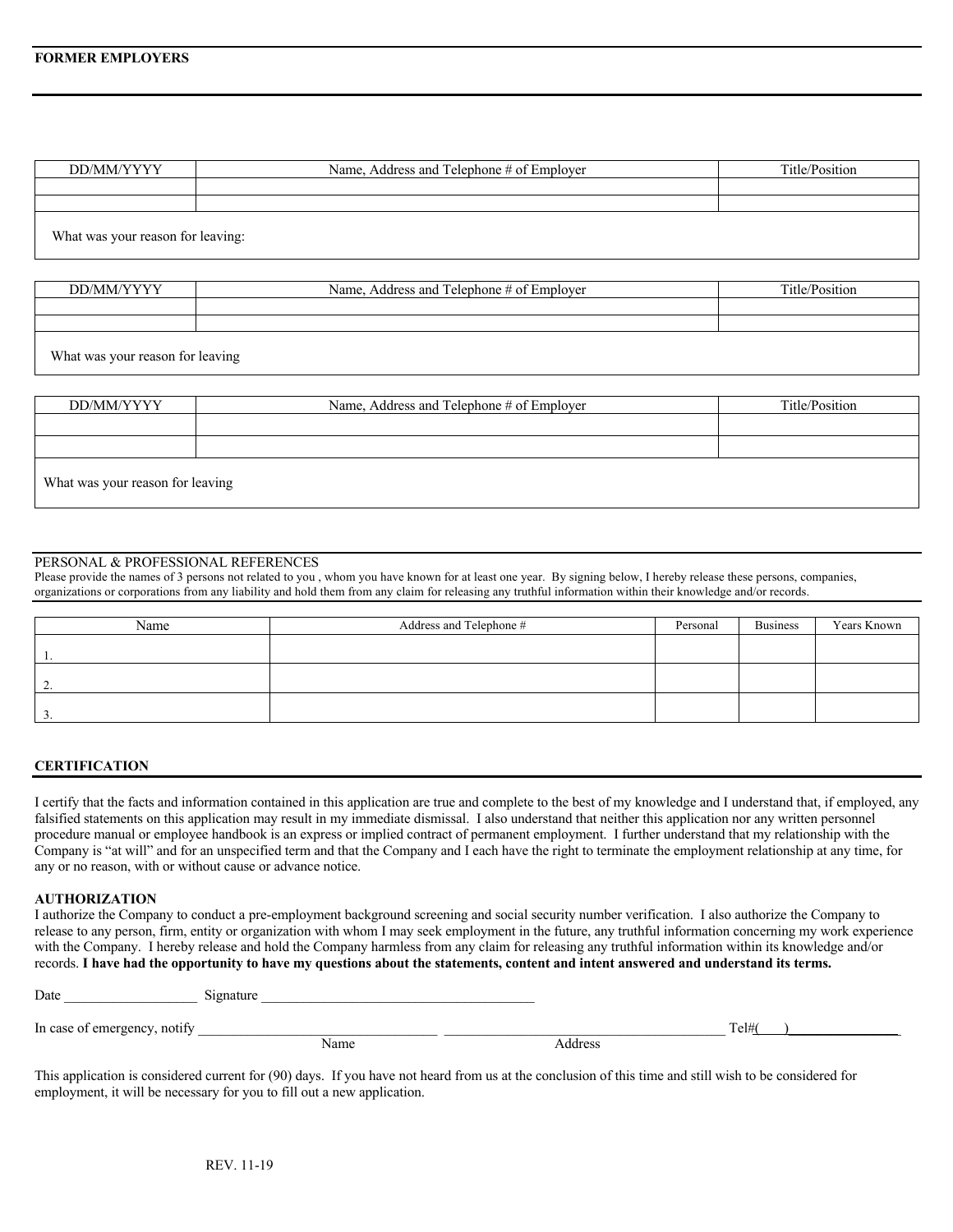## FORMER EMPLOYERS

| DD/MM/YYYY | Name, Address and Telephone # of Employer | Title/Position |
|---|---|---|
| | | |
| | | |
| What was your reason for leaving: | | |

| DD/MM/YYYY | Name, Address and Telephone # of Employer | Title/Position |
|---|---|---|
| | | |
| | | |
| What was your reason for leaving | | |

| DD/MM/YYYY | Name, Address and Telephone # of Employer | Title/Position |
|---|---|---|
| | | |
| | | |
| What was your reason for leaving | | |

## PERSONAL & PROFESSIONAL REFERENCES

Please provide the names of 3 persons not related to you , whom you have known for at least one year. By signing below, I hereby release these persons, companies, organizations or corporations from any liability and hold them from any claim for releasing any truthful information within their knowledge and/or records.

| Name | Address and Telephone # | Personal | Business | Years Known |
|---|---|---|---|---|
| 1. | | | | |
| 2. | | | | |
| 3. | | | | |

## CERTIFICATION

I certify that the facts and information contained in this application are true and complete to the best of my knowledge and I understand that, if employed, any falsified statements on this application may result in my immediate dismissal. I also understand that neither this application nor any written personnel procedure manual or employee handbook is an express or implied contract of permanent employment. I further understand that my relationship with the Company is "at will" and for an unspecified term and that the Company and I each have the right to terminate the employment relationship at any time, for any or no reason, with or without cause or advance notice.

**AUTHORIZATION**

I authorize the Company to conduct a pre-employment background screening and social security number verification. I also authorize the Company to release to any person, firm, entity or organization with whom I may seek employment in the future, any truthful information concerning my work experience with the Company. I hereby release and hold the Company harmless from any claim for releasing any truthful information within its knowledge and/or records. **I have had the opportunity to have my questions about the statements, content and intent answered and understand its terms.**

Date ___________________ Signature ______________________________________

In case of emergency, notify __________________________________ ________________________________________ Tel#(___)________________

Name Address

This application is considered current for (90) days. If you have not heard from us at the conclusion of this time and still wish to be considered for employment, it will be necessary for you to fill out a new application.

REV. 11-19